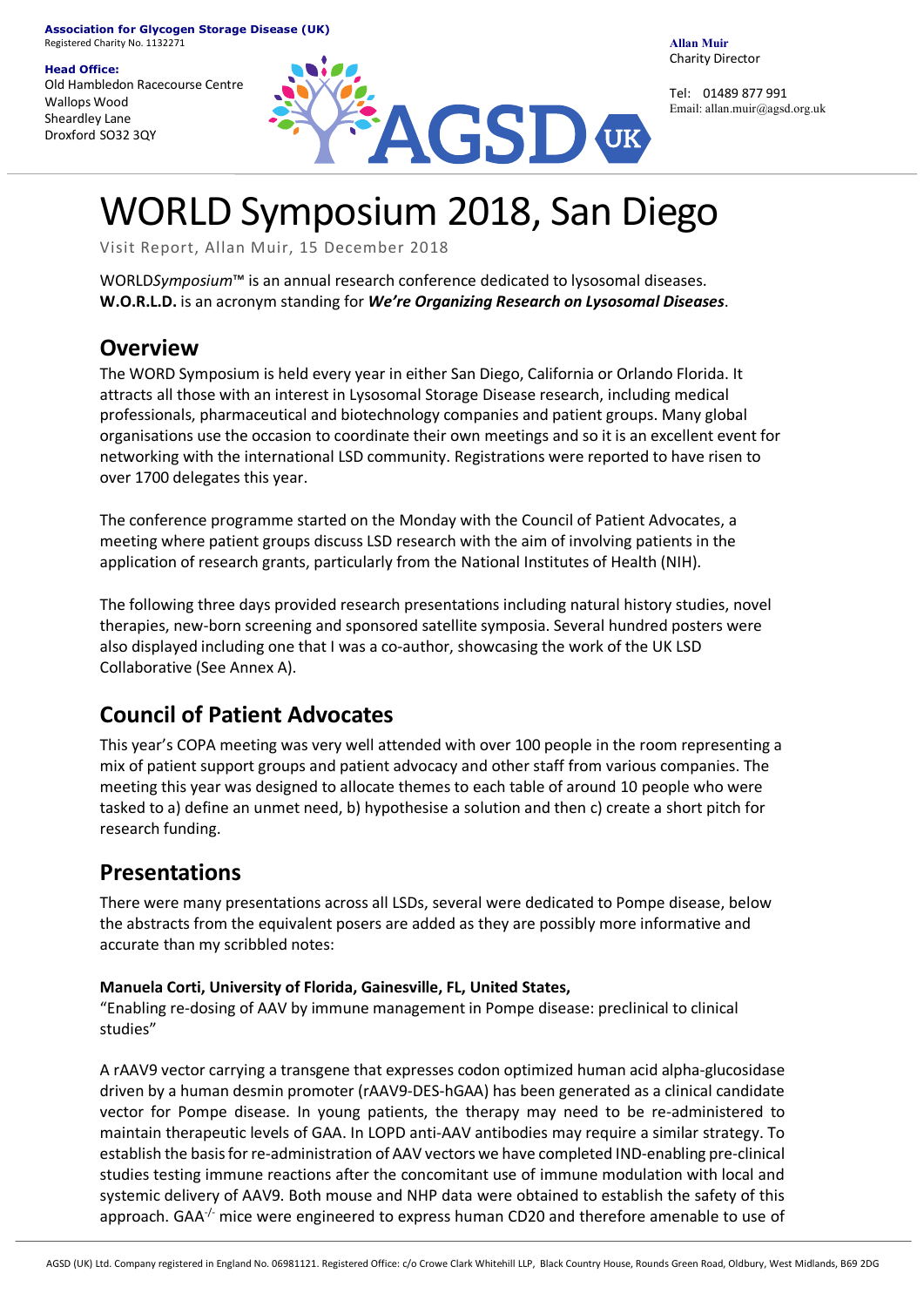**Association for Glycogen Storage Disease (UK)**
Registered Charity No. 1132271

**Head Office:**
Old Hambledon Racecourse Centre
Wallops Wood
Sheardley Lane
Droxford SO32 3QY

**Allan Muir**
Charity Director

Tel: 01489 877 991
Email: allan.muir@agsd.org.uk

# WORLD Symposium 2018, San Diego

Visit Report, Allan Muir, 15 December 2018

WORLD*Symposium*™ is an annual research conference dedicated to lysosomal diseases. **W.O.R.L.D.** is an acronym standing for ***We're Organizing Research on Lysosomal Diseases***.

## Overview

The WORD Symposium is held every year in either San Diego, California or Orlando Florida. It attracts all those with an interest in Lysosomal Storage Disease research, including medical professionals, pharmaceutical and biotechnology companies and patient groups. Many global organisations use the occasion to coordinate their own meetings and so it is an excellent event for networking with the international LSD community. Registrations were reported to have risen to over 1700 delegates this year.

The conference programme started on the Monday with the Council of Patient Advocates, a meeting where patient groups discuss LSD research with the aim of involving patients in the application of research grants, particularly from the National Institutes of Health (NIH).

The following three days provided research presentations including natural history studies, novel therapies, new-born screening and sponsored satellite symposia. Several hundred posters were also displayed including one that I was a co-author, showcasing the work of the UK LSD Collaborative (See Annex A).

## Council of Patient Advocates

This year's COPA meeting was very well attended with over 100 people in the room representing a mix of patient support groups and patient advocacy and other staff from various companies. The meeting this year was designed to allocate themes to each table of around 10 people who were tasked to a) define an unmet need, b) hypothesise a solution and then c) create a short pitch for research funding.

## Presentations

There were many presentations across all LSDs, several were dedicated to Pompe disease, below the abstracts from the equivalent posers are added as they are possibly more informative and accurate than my scribbled notes:

**Manuela Corti, University of Florida, Gainesville, FL, United States,**
"Enabling re-dosing of AAV by immune management in Pompe disease: preclinical to clinical studies"

A rAAV9 vector carrying a transgene that expresses codon optimized human acid alpha-glucosidase driven by a human desmin promoter (rAAV9-DES-hGAA) has been generated as a clinical candidate vector for Pompe disease. In young patients, the therapy may need to be re-administered to maintain therapeutic levels of GAA. In LOPD anti-AAV antibodies may require a similar strategy. To establish the basis for re-administration of AAV vectors we have completed IND-enabling pre-clinical studies testing immune reactions after the concomitant use of immune modulation with local and systemic delivery of AAV9. Both mouse and NHP data were obtained to establish the safety of this approach. GAA$^{-/-}$ mice were engineered to express human CD20 and therefore amenable to use of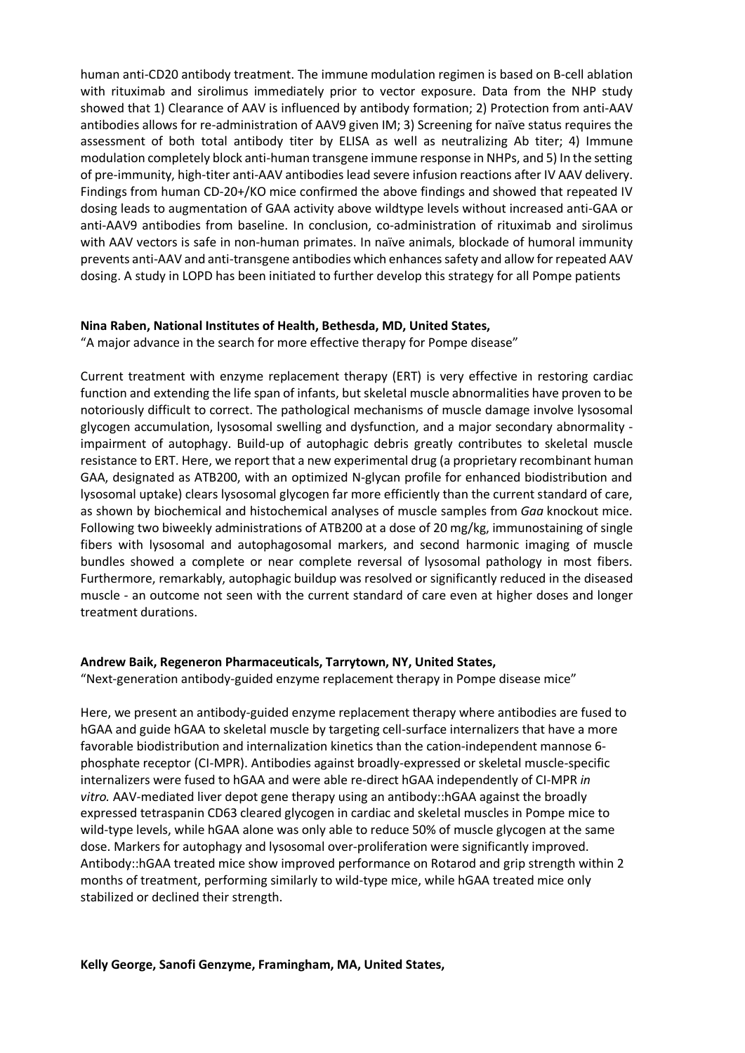human anti-CD20 antibody treatment. The immune modulation regimen is based on B-cell ablation with rituximab and sirolimus immediately prior to vector exposure. Data from the NHP study showed that 1) Clearance of AAV is influenced by antibody formation; 2) Protection from anti-AAV antibodies allows for re-administration of AAV9 given IM; 3) Screening for naïve status requires the assessment of both total antibody titer by ELISA as well as neutralizing Ab titer; 4) Immune modulation completely block anti-human transgene immune response in NHPs, and 5) In the setting of pre-immunity, high-titer anti-AAV antibodies lead severe infusion reactions after IV AAV delivery. Findings from human CD-20+/KO mice confirmed the above findings and showed that repeated IV dosing leads to augmentation of GAA activity above wildtype levels without increased anti-GAA or anti-AAV9 antibodies from baseline. In conclusion, co-administration of rituximab and sirolimus with AAV vectors is safe in non-human primates. In naïve animals, blockade of humoral immunity prevents anti-AAV and anti-transgene antibodies which enhances safety and allow for repeated AAV dosing. A study in LOPD has been initiated to further develop this strategy for all Pompe patients

**Nina Raben, National Institutes of Health, Bethesda, MD, United States,**

"A major advance in the search for more effective therapy for Pompe disease"

Current treatment with enzyme replacement therapy (ERT) is very effective in restoring cardiac function and extending the life span of infants, but skeletal muscle abnormalities have proven to be notoriously difficult to correct. The pathological mechanisms of muscle damage involve lysosomal glycogen accumulation, lysosomal swelling and dysfunction, and a major secondary abnormality - impairment of autophagy. Build-up of autophagic debris greatly contributes to skeletal muscle resistance to ERT. Here, we report that a new experimental drug (a proprietary recombinant human GAA, designated as ATB200, with an optimized N-glycan profile for enhanced biodistribution and lysosomal uptake) clears lysosomal glycogen far more efficiently than the current standard of care, as shown by biochemical and histochemical analyses of muscle samples from *Gaa* knockout mice. Following two biweekly administrations of ATB200 at a dose of 20 mg/kg, immunostaining of single fibers with lysosomal and autophagosomal markers, and second harmonic imaging of muscle bundles showed a complete or near complete reversal of lysosomal pathology in most fibers. Furthermore, remarkably, autophagic buildup was resolved or significantly reduced in the diseased muscle - an outcome not seen with the current standard of care even at higher doses and longer treatment durations.

**Andrew Baik, Regeneron Pharmaceuticals, Tarrytown, NY, United States,**

"Next-generation antibody-guided enzyme replacement therapy in Pompe disease mice"

Here, we present an antibody-guided enzyme replacement therapy where antibodies are fused to hGAA and guide hGAA to skeletal muscle by targeting cell-surface internalizers that have a more favorable biodistribution and internalization kinetics than the cation-independent mannose 6-phosphate receptor (CI-MPR). Antibodies against broadly-expressed or skeletal muscle-specific internalizers were fused to hGAA and were able re-direct hGAA independently of CI-MPR *in vitro.* AAV-mediated liver depot gene therapy using an antibody::hGAA against the broadly expressed tetraspanin CD63 cleared glycogen in cardiac and skeletal muscles in Pompe mice to wild-type levels, while hGAA alone was only able to reduce 50% of muscle glycogen at the same dose. Markers for autophagy and lysosomal over-proliferation were significantly improved. Antibody::hGAA treated mice show improved performance on Rotarod and grip strength within 2 months of treatment, performing similarly to wild-type mice, while hGAA treated mice only stabilized or declined their strength.

**Kelly George, Sanofi Genzyme, Framingham, MA, United States,**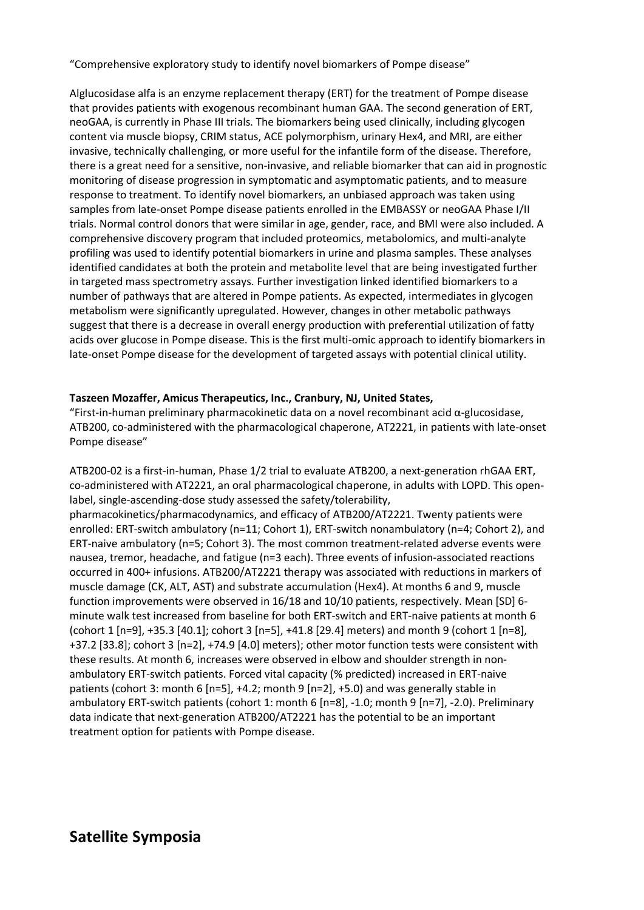"Comprehensive exploratory study to identify novel biomarkers of Pompe disease"

Alglucosidase alfa is an enzyme replacement therapy (ERT) for the treatment of Pompe disease that provides patients with exogenous recombinant human GAA. The second generation of ERT, neoGAA, is currently in Phase III trials. The biomarkers being used clinically, including glycogen content via muscle biopsy, CRIM status, ACE polymorphism, urinary Hex4, and MRI, are either invasive, technically challenging, or more useful for the infantile form of the disease. Therefore, there is a great need for a sensitive, non-invasive, and reliable biomarker that can aid in prognostic monitoring of disease progression in symptomatic and asymptomatic patients, and to measure response to treatment. To identify novel biomarkers, an unbiased approach was taken using samples from late-onset Pompe disease patients enrolled in the EMBASSY or neoGAA Phase I/II trials. Normal control donors that were similar in age, gender, race, and BMI were also included. A comprehensive discovery program that included proteomics, metabolomics, and multi-analyte profiling was used to identify potential biomarkers in urine and plasma samples. These analyses identified candidates at both the protein and metabolite level that are being investigated further in targeted mass spectrometry assays. Further investigation linked identified biomarkers to a number of pathways that are altered in Pompe patients. As expected, intermediates in glycogen metabolism were significantly upregulated. However, changes in other metabolic pathways suggest that there is a decrease in overall energy production with preferential utilization of fatty acids over glucose in Pompe disease. This is the first multi-omic approach to identify biomarkers in late-onset Pompe disease for the development of targeted assays with potential clinical utility.

**Taszeen Mozaffer, Amicus Therapeutics, Inc., Cranbury, NJ, United States,**

"First-in-human preliminary pharmacokinetic data on a novel recombinant acid α-glucosidase, ATB200, co-administered with the pharmacological chaperone, AT2221, in patients with late-onset Pompe disease"

ATB200-02 is a first-in-human, Phase 1/2 trial to evaluate ATB200, a next-generation rhGAA ERT, co-administered with AT2221, an oral pharmacological chaperone, in adults with LOPD. This open-label, single-ascending-dose study assessed the safety/tolerability, pharmacokinetics/pharmacodynamics, and efficacy of ATB200/AT2221. Twenty patients were enrolled: ERT-switch ambulatory (n=11; Cohort 1), ERT-switch nonambulatory (n=4; Cohort 2), and ERT-naive ambulatory (n=5; Cohort 3). The most common treatment-related adverse events were nausea, tremor, headache, and fatigue (n=3 each). Three events of infusion-associated reactions occurred in 400+ infusions. ATB200/AT2221 therapy was associated with reductions in markers of muscle damage (CK, ALT, AST) and substrate accumulation (Hex4). At months 6 and 9, muscle function improvements were observed in 16/18 and 10/10 patients, respectively. Mean [SD] 6-minute walk test increased from baseline for both ERT-switch and ERT-naive patients at month 6 (cohort 1 [n=9], +35.3 [40.1]; cohort 3 [n=5], +41.8 [29.4] meters) and month 9 (cohort 1 [n=8], +37.2 [33.8]; cohort 3 [n=2], +74.9 [4.0] meters); other motor function tests were consistent with these results. At month 6, increases were observed in elbow and shoulder strength in non-ambulatory ERT-switch patients. Forced vital capacity (% predicted) increased in ERT-naive patients (cohort 3: month 6 [n=5], +4.2; month 9 [n=2], +5.0) and was generally stable in ambulatory ERT-switch patients (cohort 1: month 6 [n=8], -1.0; month 9 [n=7], -2.0). Preliminary data indicate that next-generation ATB200/AT2221 has the potential to be an important treatment option for patients with Pompe disease.

# Satellite Symposia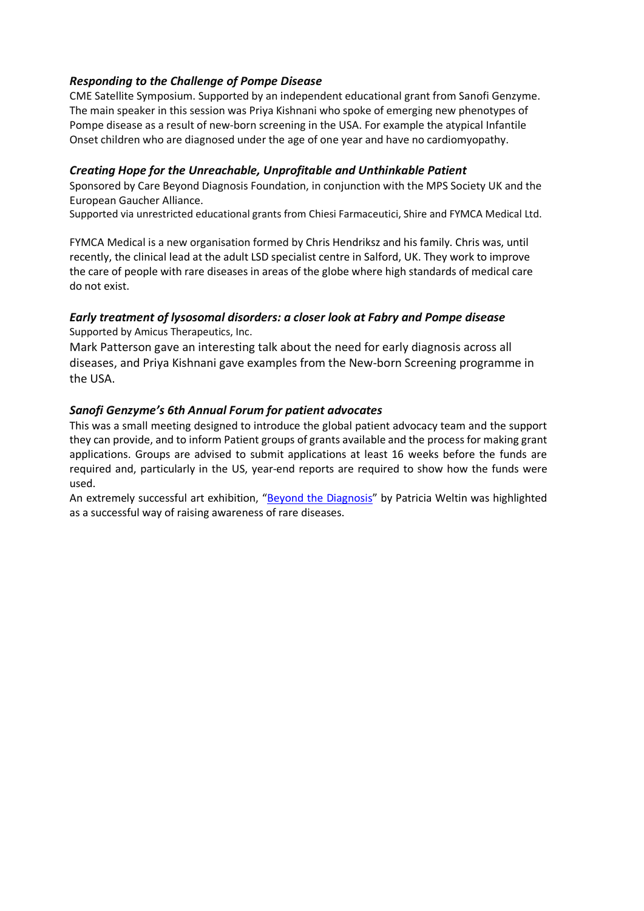### ***Responding to the Challenge of Pompe Disease***

CME Satellite Symposium. Supported by an independent educational grant from Sanofi Genzyme. The main speaker in this session was Priya Kishnani who spoke of emerging new phenotypes of Pompe disease as a result of new-born screening in the USA. For example the atypical Infantile Onset children who are diagnosed under the age of one year and have no cardiomyopathy.

### ***Creating Hope for the Unreachable, Unprofitable and Unthinkable Patient***

Sponsored by Care Beyond Diagnosis Foundation, in conjunction with the MPS Society UK and the European Gaucher Alliance.

Supported via unrestricted educational grants from Chiesi Farmaceutici, Shire and FYMCA Medical Ltd.

FYMCA Medical is a new organisation formed by Chris Hendriksz and his family. Chris was, until recently, the clinical lead at the adult LSD specialist centre in Salford, UK. They work to improve the care of people with rare diseases in areas of the globe where high standards of medical care do not exist.

### ***Early treatment of lysosomal disorders: a closer look at Fabry and Pompe disease***

Supported by Amicus Therapeutics, Inc.

Mark Patterson gave an interesting talk about the need for early diagnosis across all diseases, and Priya Kishnani gave examples from the New-born Screening programme in the USA.

### ***Sanofi Genzyme's 6th Annual Forum for patient advocates***

This was a small meeting designed to introduce the global patient advocacy team and the support they can provide, and to inform Patient groups of grants available and the process for making grant applications. Groups are advised to submit applications at least 16 weeks before the funds are required and, particularly in the US, year-end reports are required to show how the funds were used.

An extremely successful art exhibition, "Beyond the Diagnosis" by Patricia Weltin was highlighted as a successful way of raising awareness of rare diseases.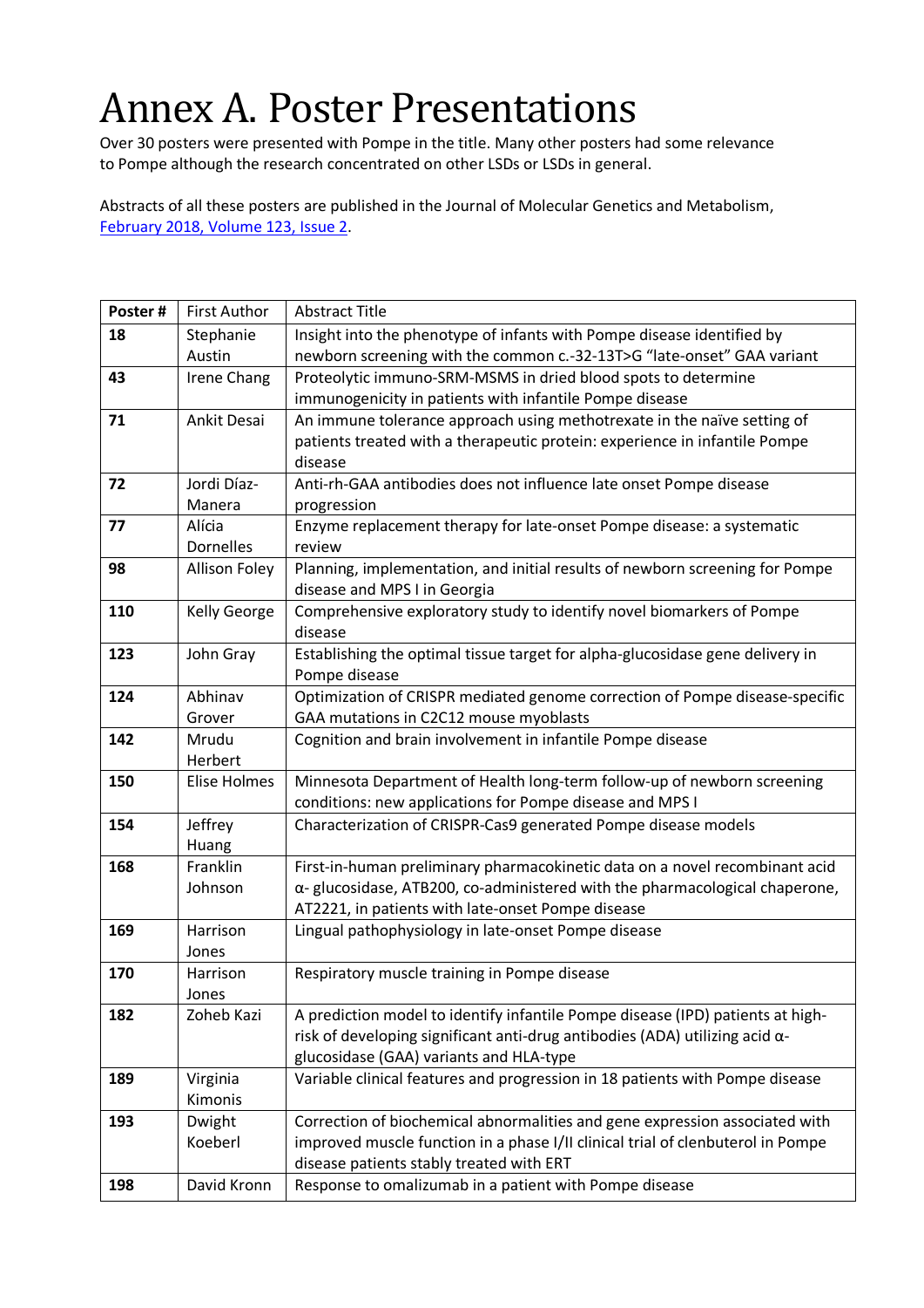# Annex A. Poster Presentations

Over 30 posters were presented with Pompe in the title. Many other posters had some relevance to Pompe although the research concentrated on other LSDs or LSDs in general.

Abstracts of all these posters are published in the Journal of Molecular Genetics and Metabolism, [February 2018, Volume 123, Issue 2](#).

| Poster # | First Author | Abstract Title |
|---|---|---|
| **18** | Stephanie Austin | Insight into the phenotype of infants with Pompe disease identified by newborn screening with the common c.-32-13T>G "late-onset" GAA variant |
| **43** | Irene Chang | Proteolytic immuno-SRM-MSMS in dried blood spots to determine immunogenicity in patients with infantile Pompe disease |
| **71** | Ankit Desai | An immune tolerance approach using methotrexate in the naïve setting of patients treated with a therapeutic protein: experience in infantile Pompe disease |
| **72** | Jordi Díaz-Manera | Anti-rh-GAA antibodies does not influence late onset Pompe disease progression |
| **77** | Alícia Dornelles | Enzyme replacement therapy for late-onset Pompe disease: a systematic review |
| **98** | Allison Foley | Planning, implementation, and initial results of newborn screening for Pompe disease and MPS I in Georgia |
| **110** | Kelly George | Comprehensive exploratory study to identify novel biomarkers of Pompe disease |
| **123** | John Gray | Establishing the optimal tissue target for alpha-glucosidase gene delivery in Pompe disease |
| **124** | Abhinav Grover | Optimization of CRISPR mediated genome correction of Pompe disease-specific GAA mutations in C2C12 mouse myoblasts |
| **142** | Mrudu Herbert | Cognition and brain involvement in infantile Pompe disease |
| **150** | Elise Holmes | Minnesota Department of Health long-term follow-up of newborn screening conditions: new applications for Pompe disease and MPS I |
| **154** | Jeffrey Huang | Characterization of CRISPR-Cas9 generated Pompe disease models |
| **168** | Franklin Johnson | First-in-human preliminary pharmacokinetic data on a novel recombinant acid α- glucosidase, ATB200, co-administered with the pharmacological chaperone, AT2221, in patients with late-onset Pompe disease |
| **169** | Harrison Jones | Lingual pathophysiology in late-onset Pompe disease |
| **170** | Harrison Jones | Respiratory muscle training in Pompe disease |
| **182** | Zoheb Kazi | A prediction model to identify infantile Pompe disease (IPD) patients at high-risk of developing significant anti-drug antibodies (ADA) utilizing acid α-glucosidase (GAA) variants and HLA-type |
| **189** | Virginia Kimonis | Variable clinical features and progression in 18 patients with Pompe disease |
| **193** | Dwight Koeberl | Correction of biochemical abnormalities and gene expression associated with improved muscle function in a phase I/II clinical trial of clenbuterol in Pompe disease patients stably treated with ERT |
| **198** | David Kronn | Response to omalizumab in a patient with Pompe disease |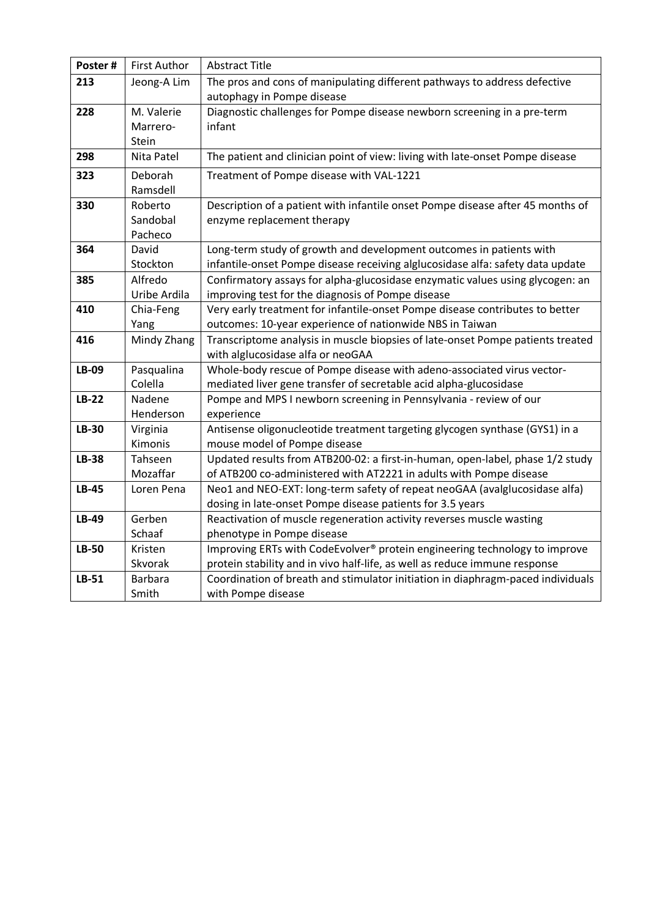| Poster # | First Author | Abstract Title |
|---|---|---|
| **213** | Jeong-A Lim | The pros and cons of manipulating different pathways to address defective autophagy in Pompe disease |
| **228** | M. Valerie Marrero-Stein | Diagnostic challenges for Pompe disease newborn screening in a pre-term infant |
| **298** | Nita Patel | The patient and clinician point of view: living with late-onset Pompe disease |
| **323** | Deborah Ramsdell | Treatment of Pompe disease with VAL-1221 |
| **330** | Roberto Sandobal Pacheco | Description of a patient with infantile onset Pompe disease after 45 months of enzyme replacement therapy |
| **364** | David Stockton | Long-term study of growth and development outcomes in patients with infantile-onset Pompe disease receiving alglucosidase alfa: safety data update |
| **385** | Alfredo Uribe Ardila | Confirmatory assays for alpha-glucosidase enzymatic values using glycogen: an improving test for the diagnosis of Pompe disease |
| **410** | Chia-Feng Yang | Very early treatment for infantile-onset Pompe disease contributes to better outcomes: 10-year experience of nationwide NBS in Taiwan |
| **416** | Mindy Zhang | Transcriptome analysis in muscle biopsies of late-onset Pompe patients treated with alglucosidase alfa or neoGAA |
| **LB-09** | Pasqualina Colella | Whole-body rescue of Pompe disease with adeno-associated virus vector-mediated liver gene transfer of secretable acid alpha-glucosidase |
| **LB-22** | Nadene Henderson | Pompe and MPS I newborn screening in Pennsylvania - review of our experience |
| **LB-30** | Virginia Kimonis | Antisense oligonucleotide treatment targeting glycogen synthase (GYS1) in a mouse model of Pompe disease |
| **LB-38** | Tahseen Mozaffar | Updated results from ATB200-02: a first-in-human, open-label, phase 1/2 study of ATB200 co-administered with AT2221 in adults with Pompe disease |
| **LB-45** | Loren Pena | Neo1 and NEO-EXT: long-term safety of repeat neoGAA (avalglucosidase alfa) dosing in late-onset Pompe disease patients for 3.5 years |
| **LB-49** | Gerben Schaaf | Reactivation of muscle regeneration activity reverses muscle wasting phenotype in Pompe disease |
| **LB-50** | Kristen Skvorak | Improving ERTs with CodeEvolver® protein engineering technology to improve protein stability and in vivo half-life, as well as reduce immune response |
| **LB-51** | Barbara Smith | Coordination of breath and stimulator initiation in diaphragm-paced individuals with Pompe disease |